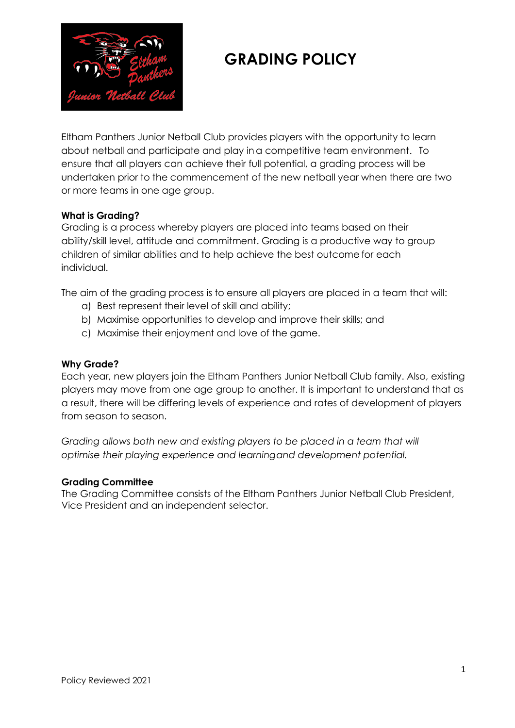# GRADING POLICY

Eltham Panthers Junior Netball Club provides players with the opportunity to learn about netball and participate and play in a competitive team environment. To ensure that all players can achieve their full potential, a grading process will be undertaken prior to the commencement of the new netball year when there are two or more teams in one age group.

**What is Grading?**
Grading is a process whereby players are placed into teams based on their ability/skill level, attitude and commitment. Grading is a productive way to group children of similar abilities and to help achieve the best outcome for each individual.

The aim of the grading process is to ensure all players are placed in a team that will:

a) Best represent their level of skill and ability;
b) Maximise opportunities to develop and improve their skills; and
c) Maximise their enjoyment and love of the game.

**Why Grade?**
Each year, new players join the Eltham Panthers Junior Netball Club family. Also, existing players may move from one age group to another. It is important to understand that as a result, there will be differing levels of experience and rates of development of players from season to season.

*Grading allows both new and existing players to be placed in a team that will optimise their playing experience and learning and development potential.*

**Grading Committee**
The Grading Committee consists of the Eltham Panthers Junior Netball Club President, Vice President and an independent selector.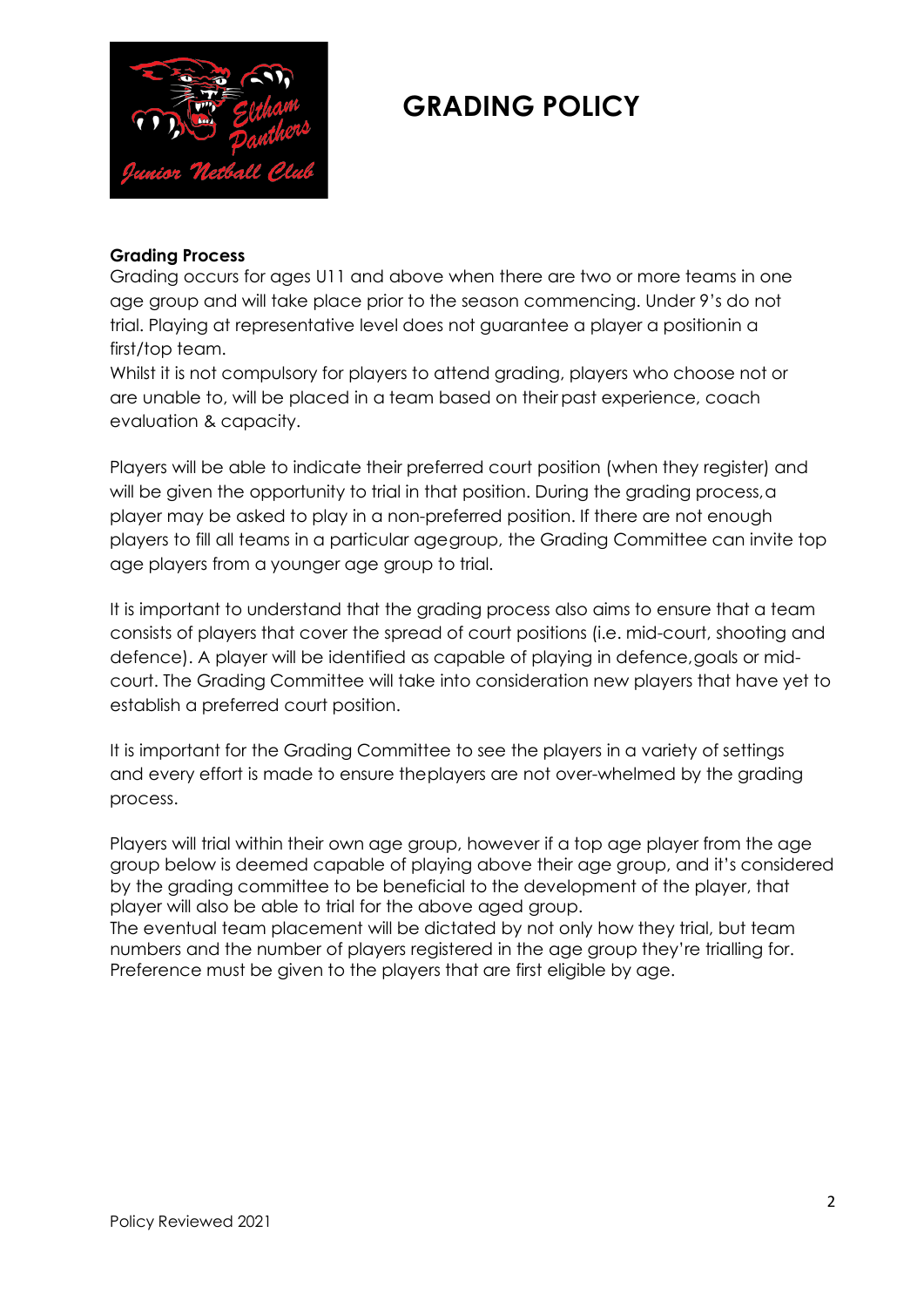# GRADING POLICY

**Grading Process**

Grading occurs for ages U11 and above when there are two or more teams in one age group and will take place prior to the season commencing. Under 9's do not trial. Playing at representative level does not guarantee a player a positionin a first/top team.

Whilst it is not compulsory for players to attend grading, players who choose not or are unable to, will be placed in a team based on their past experience, coach evaluation & capacity.

Players will be able to indicate their preferred court position (when they register) and will be given the opportunity to trial in that position. During the grading process, a player may be asked to play in a non-preferred position. If there are not enough players to fill all teams in a particular agegroup, the Grading Committee can invite top age players from a younger age group to trial.

It is important to understand that the grading process also aims to ensure that a team consists of players that cover the spread of court positions (i.e. mid-court, shooting and defence). A player will be identified as capable of playing in defence, goals or mid-court. The Grading Committee will take into consideration new players that have yet to establish a preferred court position.

It is important for the Grading Committee to see the players in a variety of settings and every effort is made to ensure theplayers are not over-whelmed by the grading process.

Players will trial within their own age group, however if a top age player from the age group below is deemed capable of playing above their age group, and it's considered by the grading committee to be beneficial to the development of the player, that player will also be able to trial for the above aged group.

The eventual team placement will be dictated by not only how they trial, but team numbers and the number of players registered in the age group they're trialling for. Preference must be given to the players that are first eligible by age.

Policy Reviewed 2021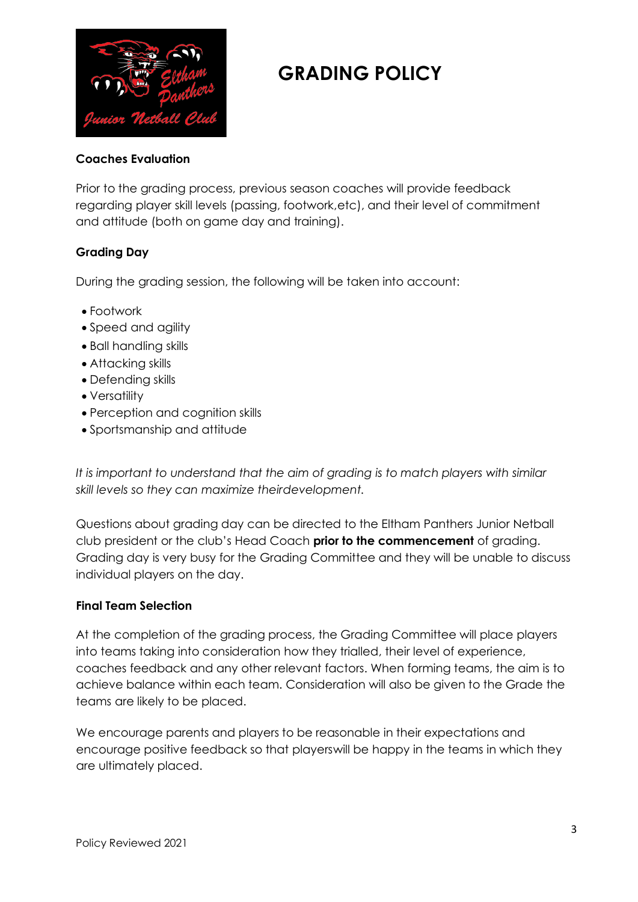# GRADING POLICY

**Coaches Evaluation**

Prior to the grading process, previous season coaches will provide feedback regarding player skill levels (passing, footwork,etc), and their level of commitment and attitude (both on game day and training).

**Grading Day**

During the grading session, the following will be taken into account:

- Footwork
- Speed and agility
- Ball handling skills
- Attacking skills
- Defending skills
- Versatility
- Perception and cognition skills
- Sportsmanship and attitude

*It is important to understand that the aim of grading is to match players with similar skill levels so they can maximize theirdevelopment.*

Questions about grading day can be directed to the Eltham Panthers Junior Netball club president or the club's Head Coach **prior to the commencement** of grading. Grading day is very busy for the Grading Committee and they will be unable to discuss individual players on the day.

**Final Team Selection**

At the completion of the grading process, the Grading Committee will place players into teams taking into consideration how they trialled, their level of experience, coaches feedback and any other relevant factors. When forming teams, the aim is to achieve balance within each team. Consideration will also be given to the Grade the teams are likely to be placed.

We encourage parents and players to be reasonable in their expectations and encourage positive feedback so that playerswill be happy in the teams in which they are ultimately placed.

Policy Reviewed 2021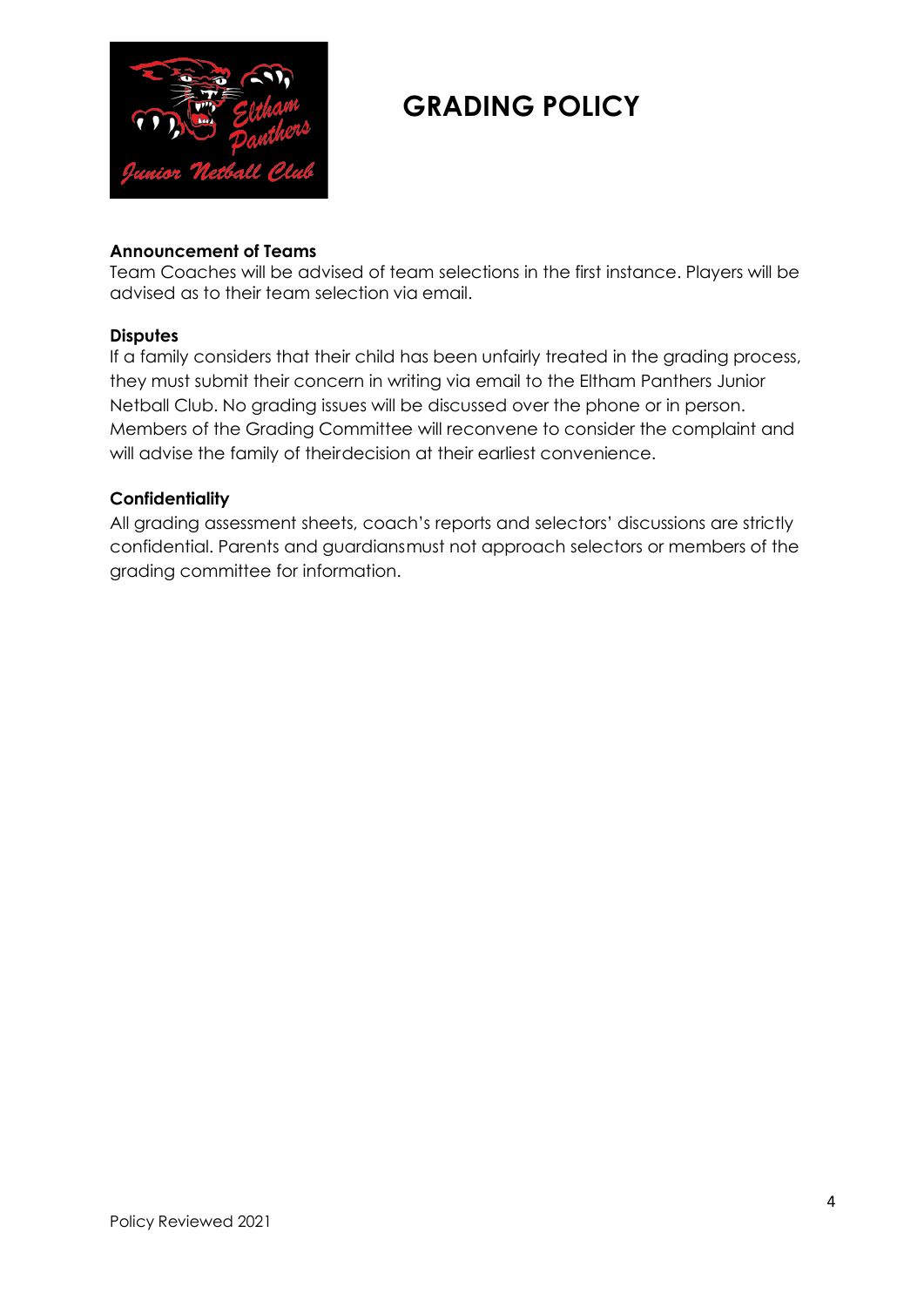# GRADING POLICY

**Announcement of Teams**

Team Coaches will be advised of team selections in the first instance. Players will be advised as to their team selection via email.

**Disputes**

If a family considers that their child has been unfairly treated in the grading process, they must submit their concern in writing via email to the Eltham Panthers Junior Netball Club. No grading issues will be discussed over the phone or in person. Members of the Grading Committee will reconvene to consider the complaint and will advise the family of theirdecision at their earliest convenience.

**Confidentiality**

All grading assessment sheets, coach's reports and selectors' discussions are strictly confidential. Parents and guardiansmust not approach selectors or members of the grading committee for information.

Policy Reviewed 2021